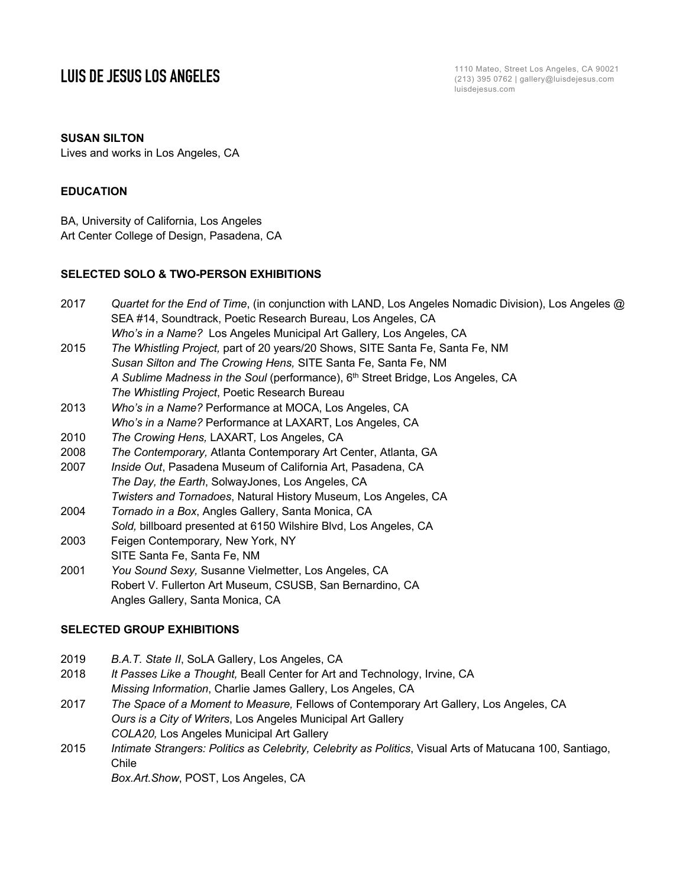# LUIS DE JESUS LOS ANGELES

1110 Mateo, Street Los Angeles, CA 90021
(213) 395 0762 | gallery@luisdejesus.com
luisdejesus.com

**SUSAN SILTON**
Lives and works in Los Angeles, CA

**EDUCATION**

BA, University of California, Los Angeles
Art Center College of Design, Pasadena, CA

**SELECTED SOLO & TWO-PERSON EXHIBITIONS**

2017 *Quartet for the End of Time*, (in conjunction with LAND, Los Angeles Nomadic Division), Los Angeles @ SEA #14, Soundtrack, Poetic Research Bureau, Los Angeles, CA
*Who's in a Name?* Los Angeles Municipal Art Gallery, Los Angeles, CA

2015 *The Whistling Project,* part of 20 years/20 Shows, SITE Santa Fe, Santa Fe, NM
*Susan Silton and The Crowing Hens,* SITE Santa Fe, Santa Fe, NM
*A Sublime Madness in the Soul* (performance), 6th Street Bridge, Los Angeles, CA
*The Whistling Project*, Poetic Research Bureau

2013 *Who's in a Name?* Performance at MOCA, Los Angeles, CA
*Who's in a Name?* Performance at LAXART, Los Angeles, CA

2010 *The Crowing Hens,* LAXART, Los Angeles, CA

2008 *The Contemporary,* Atlanta Contemporary Art Center, Atlanta, GA

2007 *Inside Out*, Pasadena Museum of California Art, Pasadena, CA
*The Day, the Earth*, SolwayJones, Los Angeles, CA
*Twisters and Tornadoes*, Natural History Museum, Los Angeles, CA

2004 *Tornado in a Box*, Angles Gallery, Santa Monica, CA
*Sold,* billboard presented at 6150 Wilshire Blvd, Los Angeles, CA

2003 Feigen Contemporary, New York, NY
SITE Santa Fe, Santa Fe, NM

2001 *You Sound Sexy,* Susanne Vielmetter, Los Angeles, CA
Robert V. Fullerton Art Museum, CSUSB, San Bernardino, CA
Angles Gallery, Santa Monica, CA

**SELECTED GROUP EXHIBITIONS**

2019 *B.A.T. State II*, SoLA Gallery, Los Angeles, CA

2018 *It Passes Like a Thought,* Beall Center for Art and Technology, Irvine, CA
*Missing Information*, Charlie James Gallery, Los Angeles, CA

2017 *The Space of a Moment to Measure,* Fellows of Contemporary Art Gallery, Los Angeles, CA
*Ours is a City of Writers*, Los Angeles Municipal Art Gallery
*COLA20,* Los Angeles Municipal Art Gallery

2015 *Intimate Strangers: Politics as Celebrity, Celebrity as Politics*, Visual Arts of Matucana 100, Santiago, Chile
*Box.Art.Show*, POST, Los Angeles, CA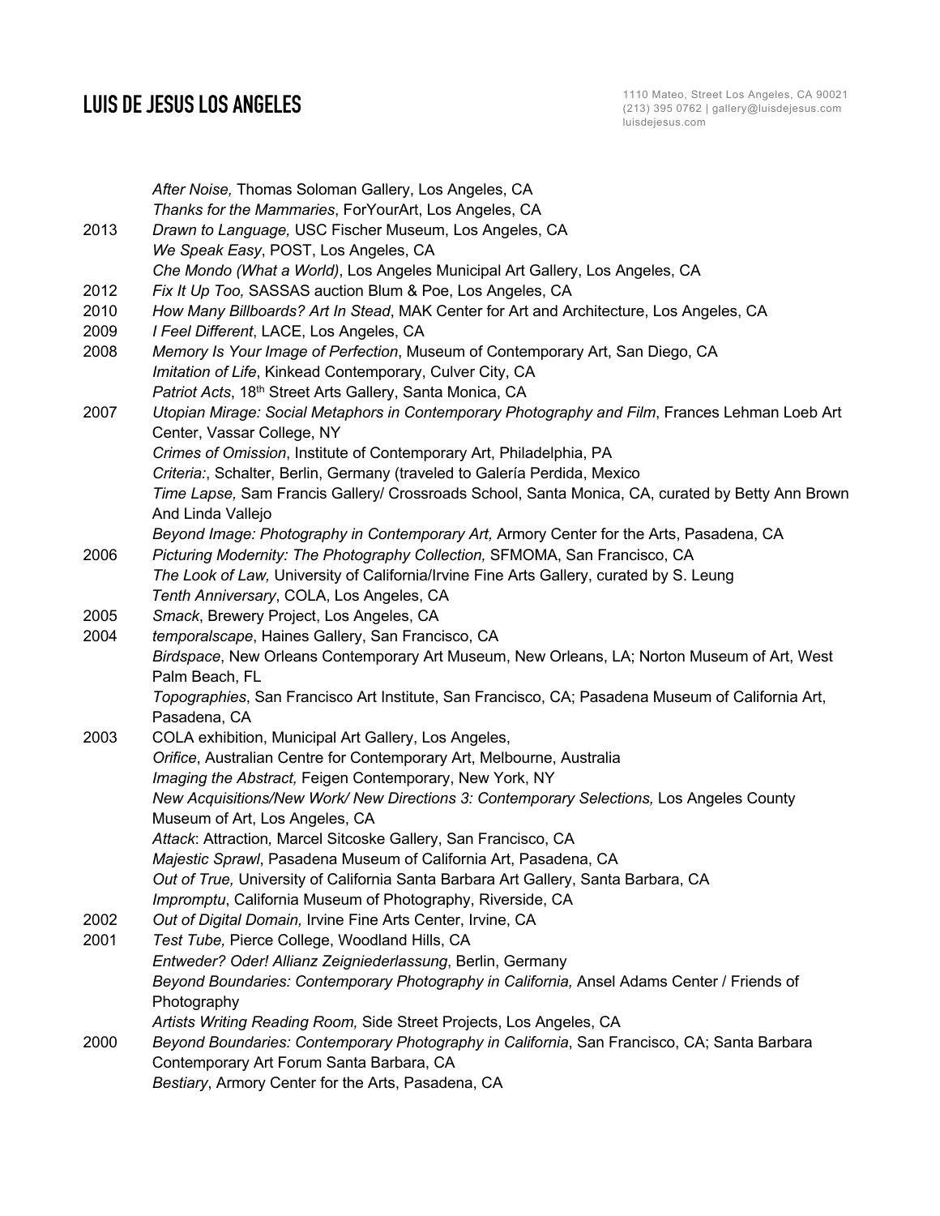| | |
|---|---|
| | *After Noise,* Thomas Soloman Gallery, Los Angeles, CA |
| | *Thanks for the Mammaries*, ForYourArt, Los Angeles, CA |
| 2013 | *Drawn to Language,* USC Fischer Museum, Los Angeles, CA |
| | *We Speak Easy*, POST, Los Angeles, CA |
| | *Che Mondo (What a World)*, Los Angeles Municipal Art Gallery, Los Angeles, CA |
| 2012 | *Fix It Up Too,* SASSAS auction Blum & Poe, Los Angeles, CA |
| 2010 | *How Many Billboards? Art In Stead*, MAK Center for Art and Architecture, Los Angeles, CA |
| 2009 | *I Feel Different*, LACE, Los Angeles, CA |
| 2008 | *Memory Is Your Image of Perfection*, Museum of Contemporary Art, San Diego, CA |
| | *Imitation of Life*, Kinkead Contemporary, Culver City, CA |
| | *Patriot Acts*, 18th Street Arts Gallery, Santa Monica, CA |
| 2007 | *Utopian Mirage: Social Metaphors in Contemporary Photography and Film*, Frances Lehman Loeb Art Center, Vassar College, NY |
| | *Crimes of Omission*, Institute of Contemporary Art, Philadelphia, PA |
| | *Criteria:*, Schalter, Berlin, Germany (traveled to Galería Perdida, Mexico |
| | *Time Lapse,* Sam Francis Gallery/ Crossroads School, Santa Monica, CA, curated by Betty Ann Brown And Linda Vallejo |
| | *Beyond Image: Photography in Contemporary Art,* Armory Center for the Arts, Pasadena, CA |
| 2006 | *Picturing Modernity: The Photography Collection,* SFMOMA, San Francisco, CA |
| | *The Look of Law,* University of California/Irvine Fine Arts Gallery, curated by S. Leung |
| | *Tenth Anniversary*, COLA, Los Angeles, CA |
| 2005 | *Smack*, Brewery Project, Los Angeles, CA |
| 2004 | *temporalscape*, Haines Gallery, San Francisco, CA |
| | *Birdspace*, New Orleans Contemporary Art Museum, New Orleans, LA; Norton Museum of Art, West Palm Beach, FL |
| | *Topographies*, San Francisco Art Institute, San Francisco, CA; Pasadena Museum of California Art, Pasadena, CA |
| 2003 | COLA exhibition, Municipal Art Gallery, Los Angeles, |
| | *Orifice*, Australian Centre for Contemporary Art, Melbourne, Australia |
| | *Imaging the Abstract,* Feigen Contemporary, New York, NY |
| | *New Acquisitions/New Work/ New Directions 3: Contemporary Selections,* Los Angeles County Museum of Art, Los Angeles, CA |
| | *Attack*: Attraction*,* Marcel Sitcoske Gallery, San Francisco, CA |
| | *Majestic Sprawl*, Pasadena Museum of California Art, Pasadena, CA |
| | *Out of True,* University of California Santa Barbara Art Gallery, Santa Barbara, CA |
| | *Impromptu*, California Museum of Photography, Riverside, CA |
| 2002 | *Out of Digital Domain,* Irvine Fine Arts Center, Irvine, CA |
| 2001 | *Test Tube,* Pierce College, Woodland Hills, CA |
| | *Entweder? Oder! Allianz Zeigniederlassung*, Berlin, Germany |
| | *Beyond Boundaries: Contemporary Photography in California,* Ansel Adams Center / Friends of Photography |
| | *Artists Writing Reading Room,* Side Street Projects, Los Angeles, CA |
| 2000 | *Beyond Boundaries: Contemporary Photography in California*, San Francisco, CA; Santa Barbara Contemporary Art Forum Santa Barbara, CA |
| | *Bestiary*, Armory Center for the Arts, Pasadena, CA |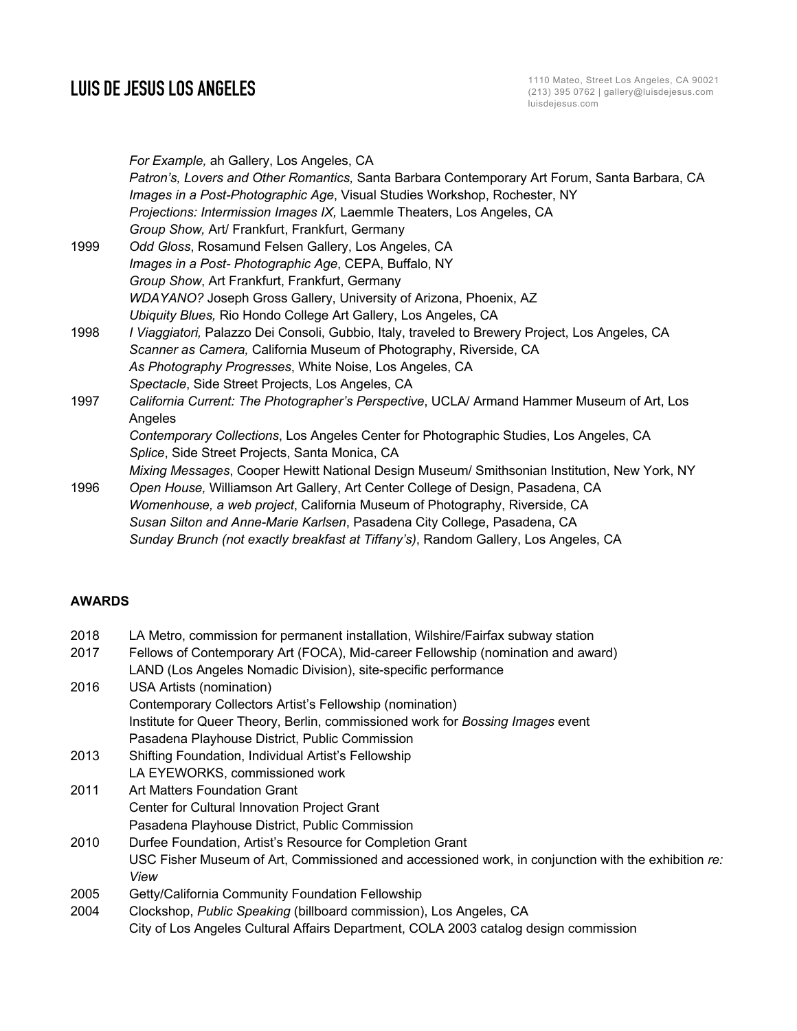| | |
|---|---|
| | *For Example,* ah Gallery, Los Angeles, CA |
| | *Patron's, Lovers and Other Romantics,* Santa Barbara Contemporary Art Forum, Santa Barbara, CA |
| | *Images in a Post-Photographic Age*, Visual Studies Workshop, Rochester, NY |
| | *Projections: Intermission Images IX,* Laemmle Theaters, Los Angeles, CA |
| | *Group Show,* Art/ Frankfurt, Frankfurt, Germany |
| 1999 | *Odd Gloss*, Rosamund Felsen Gallery, Los Angeles, CA |
| | *Images in a Post- Photographic Age*, CEPA, Buffalo, NY |
| | *Group Show*, Art Frankfurt, Frankfurt, Germany |
| | *WDAYANO?* Joseph Gross Gallery, University of Arizona, Phoenix, AZ |
| | *Ubiquity Blues,* Rio Hondo College Art Gallery, Los Angeles, CA |
| 1998 | *I Viaggiatori,* Palazzo Dei Consoli, Gubbio, Italy, traveled to Brewery Project, Los Angeles, CA |
| | *Scanner as Camera,* California Museum of Photography, Riverside, CA |
| | *As Photography Progresses*, White Noise, Los Angeles, CA |
| | *Spectacle*, Side Street Projects, Los Angeles, CA |
| 1997 | *California Current: The Photographer's Perspective*, UCLA/ Armand Hammer Museum of Art, Los Angeles |
| | *Contemporary Collections*, Los Angeles Center for Photographic Studies, Los Angeles, CA |
| | *Splice*, Side Street Projects, Santa Monica, CA |
| | *Mixing Messages*, Cooper Hewitt National Design Museum/ Smithsonian Institution, New York, NY |
| 1996 | *Open House,* Williamson Art Gallery, Art Center College of Design, Pasadena, CA |
| | *Womenhouse, a web project*, California Museum of Photography, Riverside, CA |
| | *Susan Silton and Anne-Marie Karlsen*, Pasadena City College, Pasadena, CA |
| | *Sunday Brunch (not exactly breakfast at Tiffany's)*, Random Gallery, Los Angeles, CA |

**AWARDS**

| | |
|---|---|
| 2018 | LA Metro, commission for permanent installation, Wilshire/Fairfax subway station |
| 2017 | Fellows of Contemporary Art (FOCA), Mid-career Fellowship (nomination and award) |
| | LAND (Los Angeles Nomadic Division), site-specific performance |
| 2016 | USA Artists (nomination) |
| | Contemporary Collectors Artist's Fellowship (nomination) |
| | Institute for Queer Theory, Berlin, commissioned work for *Bossing Images* event |
| | Pasadena Playhouse District, Public Commission |
| 2013 | Shifting Foundation, Individual Artist's Fellowship |
| | LA EYEWORKS, commissioned work |
| 2011 | Art Matters Foundation Grant |
| | Center for Cultural Innovation Project Grant |
| | Pasadena Playhouse District, Public Commission |
| 2010 | Durfee Foundation, Artist's Resource for Completion Grant |
| | USC Fisher Museum of Art, Commissioned and accessioned work, in conjunction with the exhibition *re: View* |
| 2005 | Getty/California Community Foundation Fellowship |
| 2004 | Clockshop, *Public Speaking* (billboard commission), Los Angeles, CA |
| | City of Los Angeles Cultural Affairs Department, COLA 2003 catalog design commission |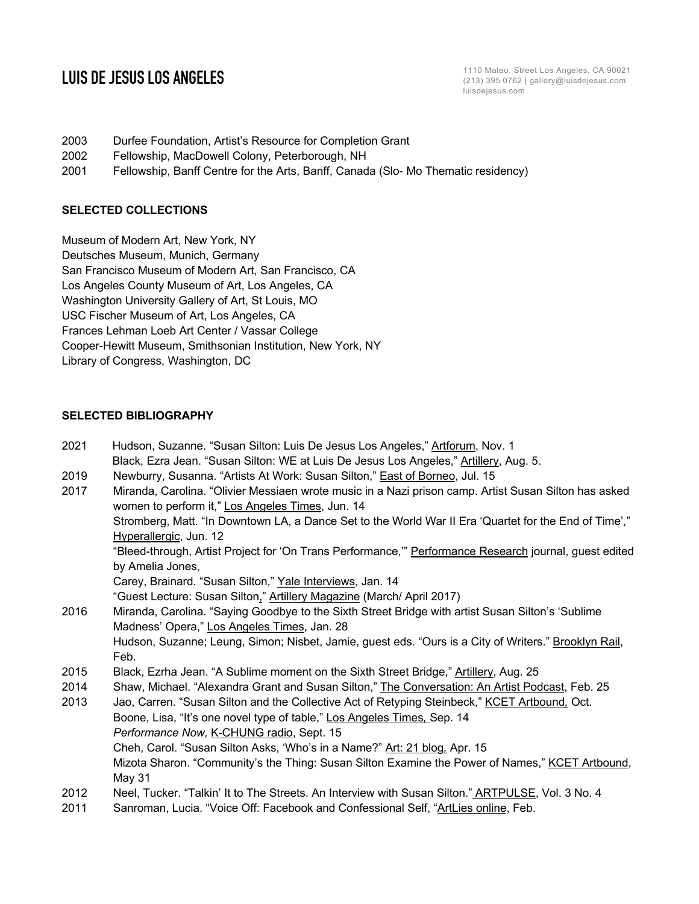2003 Durfee Foundation, Artist's Resource for Completion Grant
2002 Fellowship, MacDowell Colony, Peterborough, NH
2001 Fellowship, Banff Centre for the Arts, Banff, Canada (Slo- Mo Thematic residency)

**SELECTED COLLECTIONS**

Museum of Modern Art, New York, NY
Deutsches Museum, Munich, Germany
San Francisco Museum of Modern Art, San Francisco, CA
Los Angeles County Museum of Art, Los Angeles, CA
Washington University Gallery of Art, St Louis, MO
USC Fischer Museum of Art, Los Angeles, CA
Frances Lehman Loeb Art Center / Vassar College
Cooper-Hewitt Museum, Smithsonian Institution, New York, NY
Library of Congress, Washington, DC

**SELECTED BIBLIOGRAPHY**

2021 Hudson, Suzanne. "Susan Silton: Luis De Jesus Los Angeles," Artforum, Nov. 1
Black, Ezra Jean. "Susan Silton: WE at Luis De Jesus Los Angeles," Artillery, Aug. 5.
2019 Newburry, Susanna. "Artists At Work: Susan Silton," East of Borneo, Jul. 15
2017 Miranda, Carolina. "Olivier Messiaen wrote music in a Nazi prison camp. Artist Susan Silton has asked women to perform it," Los Angeles Times, Jun. 14
Stromberg, Matt. "In Downtown LA, a Dance Set to the World War II Era 'Quartet for the End of Time'," Hyperallergic, Jun. 12
"Bleed-through, Artist Project for 'On Trans Performance,'" Performance Research journal, guest edited by Amelia Jones,
Carey, Brainard. "Susan Silton," Yale Interviews, Jan. 14
"Guest Lecture: Susan Silton," Artillery Magazine (March/ April 2017)
2016 Miranda, Carolina. "Saying Goodbye to the Sixth Street Bridge with artist Susan Silton's 'Sublime Madness' Opera," Los Angeles Times, Jan. 28
Hudson, Suzanne; Leung, Simon; Nisbet, Jamie, guest eds. "Ours is a City of Writers." Brooklyn Rail, Feb.
2015 Black, Ezrha Jean. "A Sublime moment on the Sixth Street Bridge," Artillery, Aug. 25
2014 Shaw, Michael. "Alexandra Grant and Susan Silton," The Conversation: An Artist Podcast, Feb. 25
2013 Jao, Carren. "Susan Silton and the Collective Act of Retyping Steinbeck," KCET Artbound, Oct.
Boone, Lisa, "It's one novel type of table," Los Angeles Times, Sep. 14
*Performance Now,* K-CHUNG radio, Sept. 15
Cheh, Carol. "Susan Silton Asks, 'Who's in a Name?" Art: 21 blog, Apr. 15
Mizota Sharon. "Community's the Thing: Susan Silton Examine the Power of Names," KCET Artbound, May 31
2012 Neel, Tucker. "Talkin' It to The Streets. An Interview with Susan Silton." ARTPULSE, Vol. 3 No. 4
2011 Sanroman, Lucia. "Voice Off: Facebook and Confessional Self, "ArtLies online, Feb.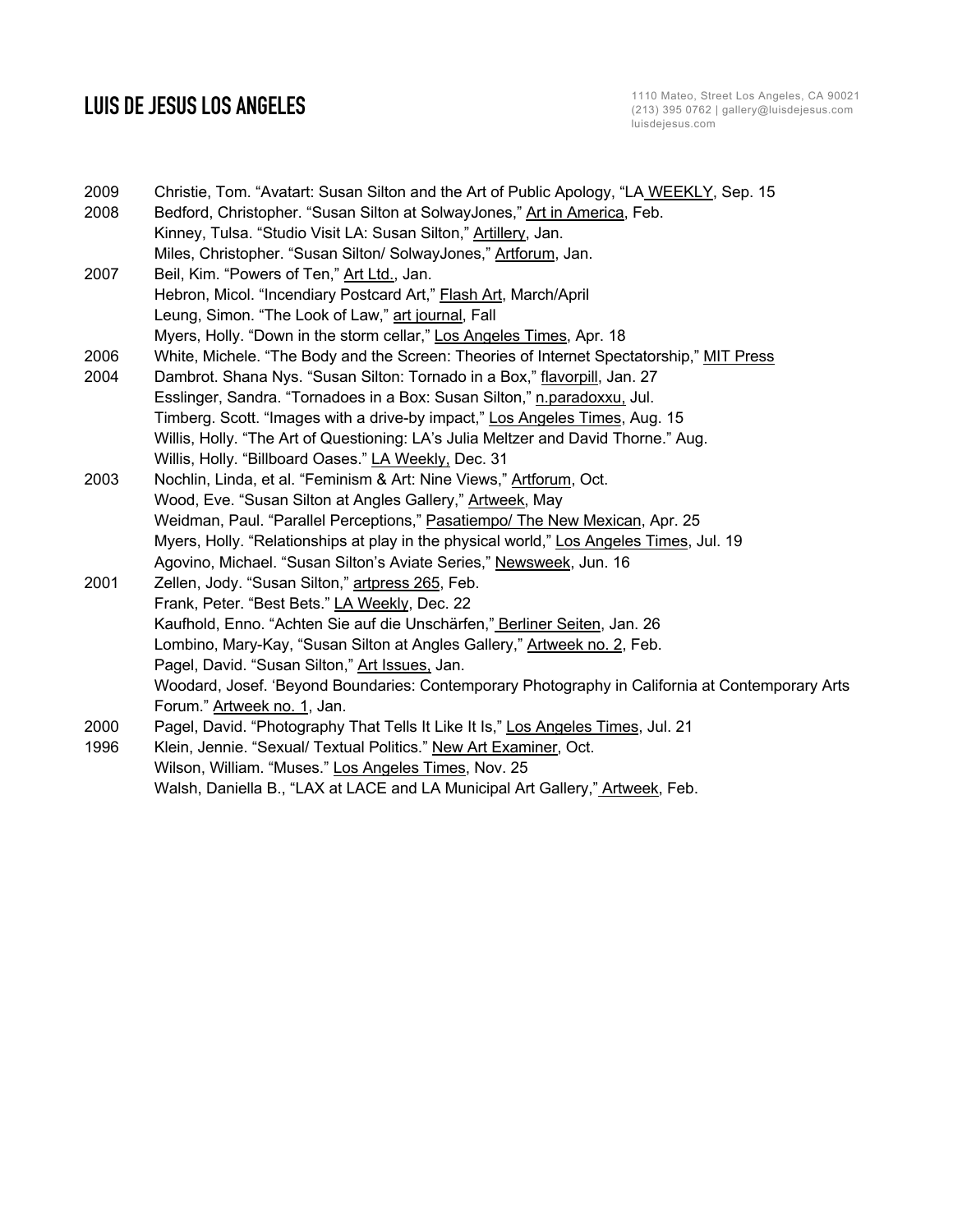2009 Christie, Tom. "Avatart: Susan Silton and the Art of Public Apology, "LA WEEKLY, Sep. 15

2008 Bedford, Christopher. "Susan Silton at SolwayJones," Art in America, Feb.
Kinney, Tulsa. "Studio Visit LA: Susan Silton," Artillery, Jan.
Miles, Christopher. "Susan Silton/ SolwayJones," Artforum, Jan.

2007 Beil, Kim. "Powers of Ten," Art Ltd., Jan.
Hebron, Micol. "Incendiary Postcard Art," Flash Art, March/April
Leung, Simon. "The Look of Law," art journal, Fall
Myers, Holly. "Down in the storm cellar," Los Angeles Times, Apr. 18

2006 White, Michele. "The Body and the Screen: Theories of Internet Spectatorship," MIT Press

2004 Dambrot. Shana Nys. "Susan Silton: Tornado in a Box," flavorpill, Jan. 27
Esslinger, Sandra. "Tornadoes in a Box: Susan Silton," n.paradoxxu, Jul.
Timberg. Scott. "Images with a drive-by impact," Los Angeles Times, Aug. 15
Willis, Holly. "The Art of Questioning: LA's Julia Meltzer and David Thorne." Aug.
Willis, Holly. "Billboard Oases." LA Weekly, Dec. 31

2003 Nochlin, Linda, et al. "Feminism & Art: Nine Views," Artforum, Oct.
Wood, Eve. "Susan Silton at Angles Gallery," Artweek, May
Weidman, Paul. "Parallel Perceptions," Pasatiempo/ The New Mexican, Apr. 25
Myers, Holly. "Relationships at play in the physical world," Los Angeles Times, Jul. 19
Agovino, Michael. "Susan Silton's Aviate Series," Newsweek, Jun. 16

2001 Zellen, Jody. "Susan Silton," artpress 265, Feb.
Frank, Peter. "Best Bets." LA Weekly, Dec. 22
Kaufhold, Enno. "Achten Sie auf die Unschärfen," Berliner Seiten, Jan. 26
Lombino, Mary-Kay, "Susan Silton at Angles Gallery," Artweek no. 2, Feb.
Pagel, David. "Susan Silton," Art Issues, Jan.
Woodard, Josef. 'Beyond Boundaries: Contemporary Photography in California at Contemporary Arts Forum." Artweek no. 1, Jan.

2000 Pagel, David. "Photography That Tells It Like It Is," Los Angeles Times, Jul. 21

1996 Klein, Jennie. "Sexual/ Textual Politics." New Art Examiner, Oct.
Wilson, William. "Muses." Los Angeles Times, Nov. 25
Walsh, Daniella B., "LAX at LACE and LA Municipal Art Gallery," Artweek, Feb.